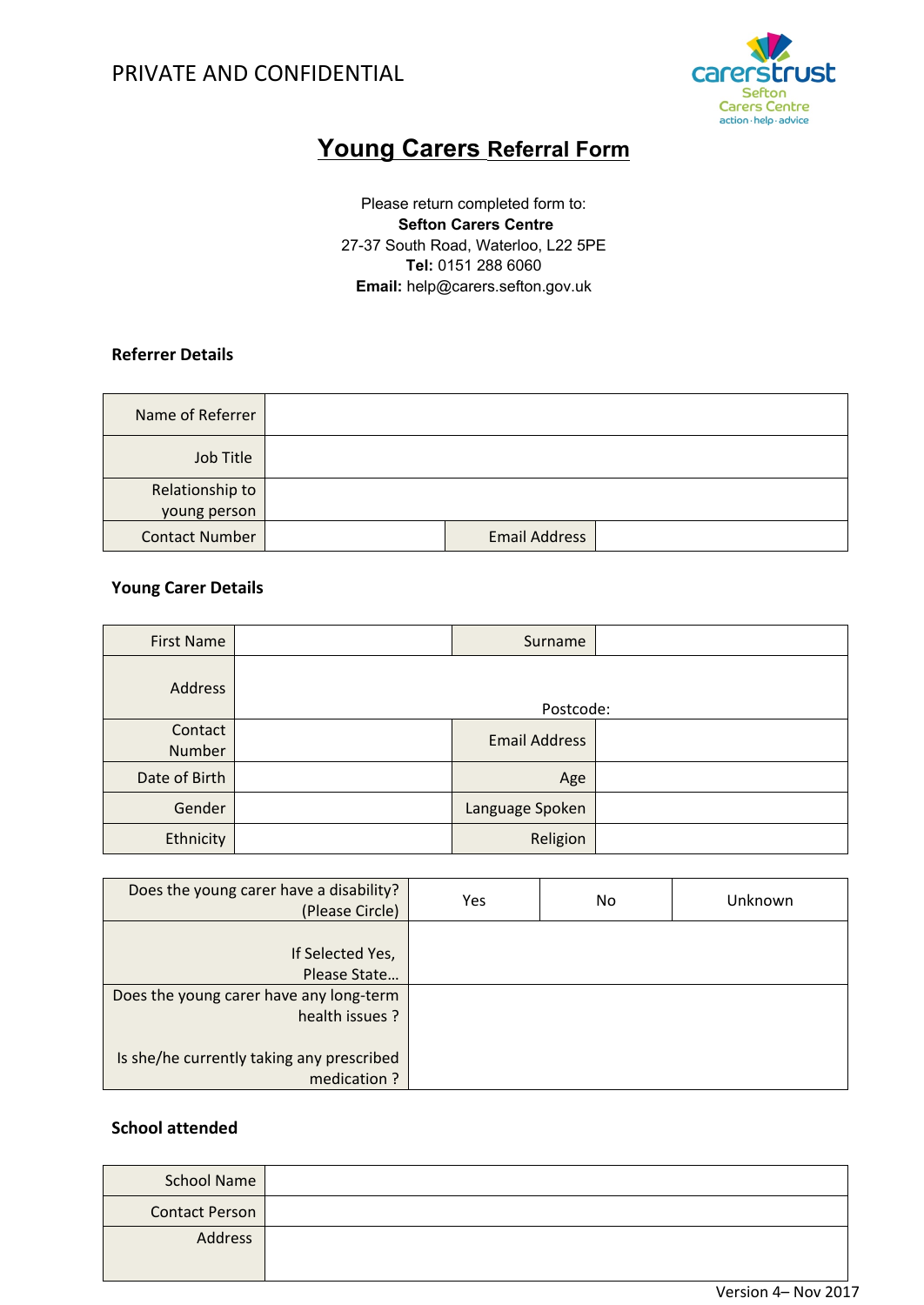PRIVATE AND CONFIDENTIAL

carerstrust
Sefton
Carers Centre
action · help · advice

# Young Carers Referral Form

Please return completed form to:
**Sefton Carers Centre**
27-37 South Road, Waterloo, L22 5PE
**Tel:** 0151 288 6060
**Email:** help@carers.sefton.gov.uk

### Referrer Details

| | | | |
|---|---|---|---|
| Name of Referrer | | | |
| Job Title | | | |
| Relationship to young person | | | |
| Contact Number | | Email Address | |

### Young Carer Details

| | | | |
|---|---|---|---|
| First Name | | Surname | |
| Address | Postcode: | | |
| Contact Number | | Email Address | |
| Date of Birth | | Age | |
| Gender | | Language Spoken | |
| Ethnicity | | Religion | |

| | | | |
|---|---|---|---|
| Does the young carer have a disability? (Please Circle) | Yes | No | Unknown |
| If Selected Yes, Please State… | | | |
| Does the young carer have any long-term health issues ? Is she/he currently taking any prescribed medication ? | | | |

### School attended

| | |
|---|---|
| School Name | |
| Contact Person | |
| Address | |

Version 4– Nov 2017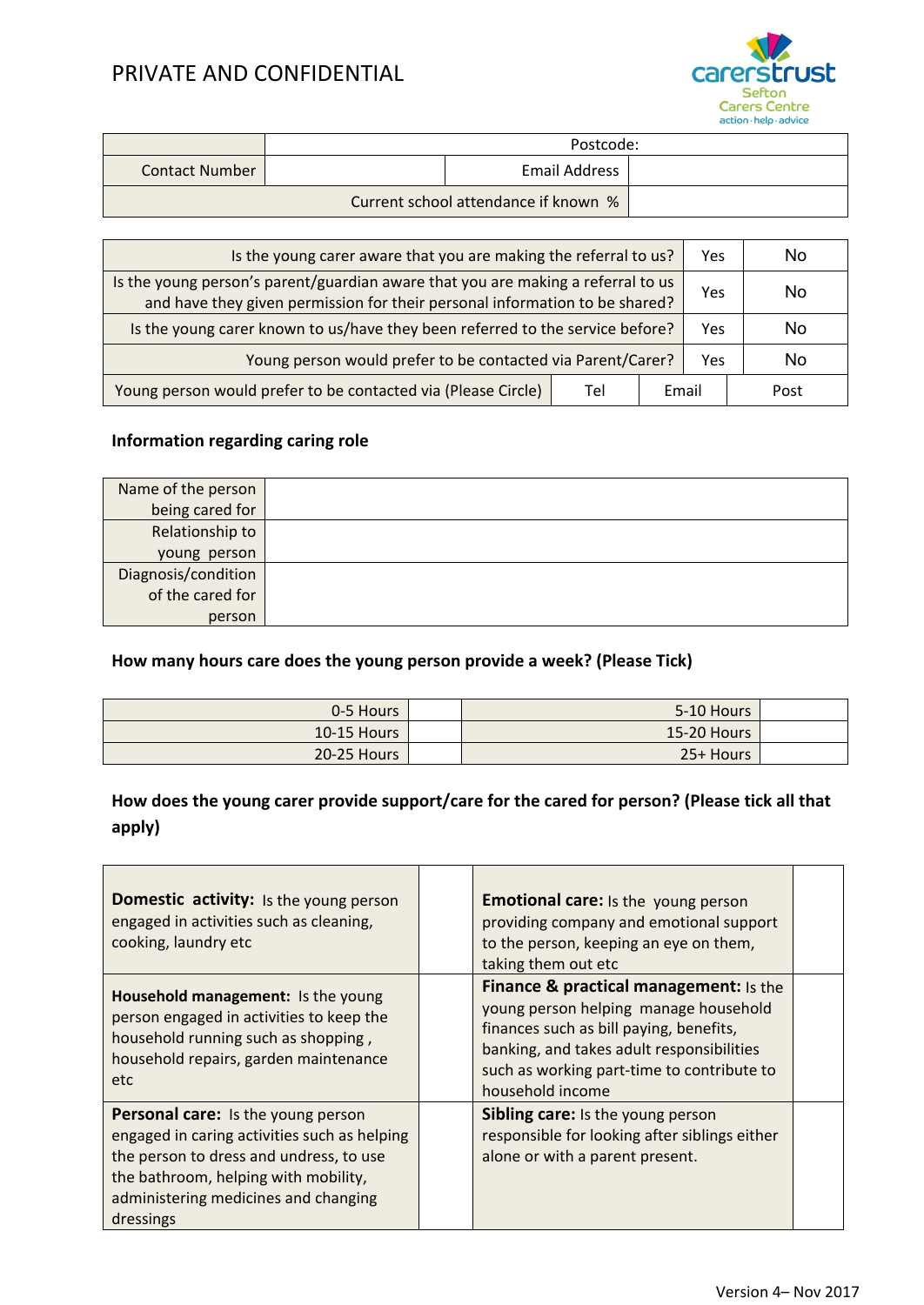PRIVATE AND CONFIDENTIAL

| | Postcode: | | |
|---|---|---|---|
| Contact Number | | Email Address | |
| Current school attendance if known % | | | |

| Is the young carer aware that you are making the referral to us? | | Yes | No |
|---|---|---|---|
| Is the young person's parent/guardian aware that you are making a referral to us and have they given permission for their personal information to be shared? | | Yes | No |
| Is the young carer known to us/have they been referred to the service before? | | Yes | No |
| Young person would prefer to be contacted via Parent/Carer? | | Yes | No |
| Young person would prefer to be contacted via (Please Circle) | Tel | Email | Post |

**Information regarding caring role**

| Name of the person being cared for | |
|---|---|
| Relationship to young person | |
| Diagnosis/condition of the cared for person | |

**How many hours care does the young person provide a week? (Please Tick)**

| 0-5 Hours | | 5-10 Hours | |
|---|---|---|---|
| 10-15 Hours | | 15-20 Hours | |
| 20-25 Hours | | 25+ Hours | |

**How does the young carer provide support/care for the cared for person? (Please tick all that apply)**

| | | | |
|---|---|---|---|
| **Domestic activity:** Is the young person engaged in activities such as cleaning, cooking, laundry etc | | **Emotional care:** Is the young person providing company and emotional support to the person, keeping an eye on them, taking them out etc | |
| **Household management:** Is the young person engaged in activities to keep the household running such as shopping , household repairs, garden maintenance etc | | **Finance & practical management:** Is the young person helping manage household finances such as bill paying, benefits, banking, and takes adult responsibilities such as working part-time to contribute to household income | |
| **Personal care:** Is the young person engaged in caring activities such as helping the person to dress and undress, to use the bathroom, helping with mobility, administering medicines and changing dressings | | **Sibling care:** Is the young person responsible for looking after siblings either alone or with a parent present. | |

Version 4– Nov 2017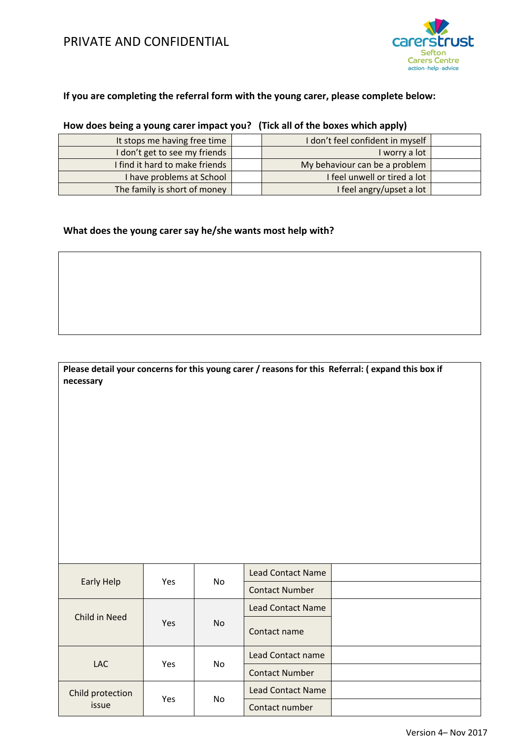PRIVATE AND CONFIDENTIAL

carerstrust Sefton Carers Centre action · help · advice

**If you are completing the referral form with the young carer, please complete below:**

**How does being a young carer impact you? (Tick all of the boxes which apply)**

| | | | |
|---|---|---|---|
| It stops me having free time | | I don't feel confident in myself | |
| I don't get to see my friends | | I worry a lot | |
| I find it hard to make friends | | My behaviour can be a problem | |
| I have problems at School | | I feel unwell or tired a lot | |
| The family is short of money | | I feel angry/upset a lot | |

**What does the young carer say he/she wants most help with?**

| |
|---|
| |

**Please detail your concerns for this young carer / reasons for this Referral: ( expand this box if necessary**

| | | | | |
|---|---|---|---|---|
| Early Help | Yes | No | Lead Contact Name | |
| | | | Contact Number | |
| Child in Need | Yes | No | Lead Contact Name | |
| | | | Contact name | |
| LAC | Yes | No | Lead Contact name | |
| | | | Contact Number | |
| Child protection issue | Yes | No | Lead Contact Name | |
| | | | Contact number | |

Version 4– Nov 2017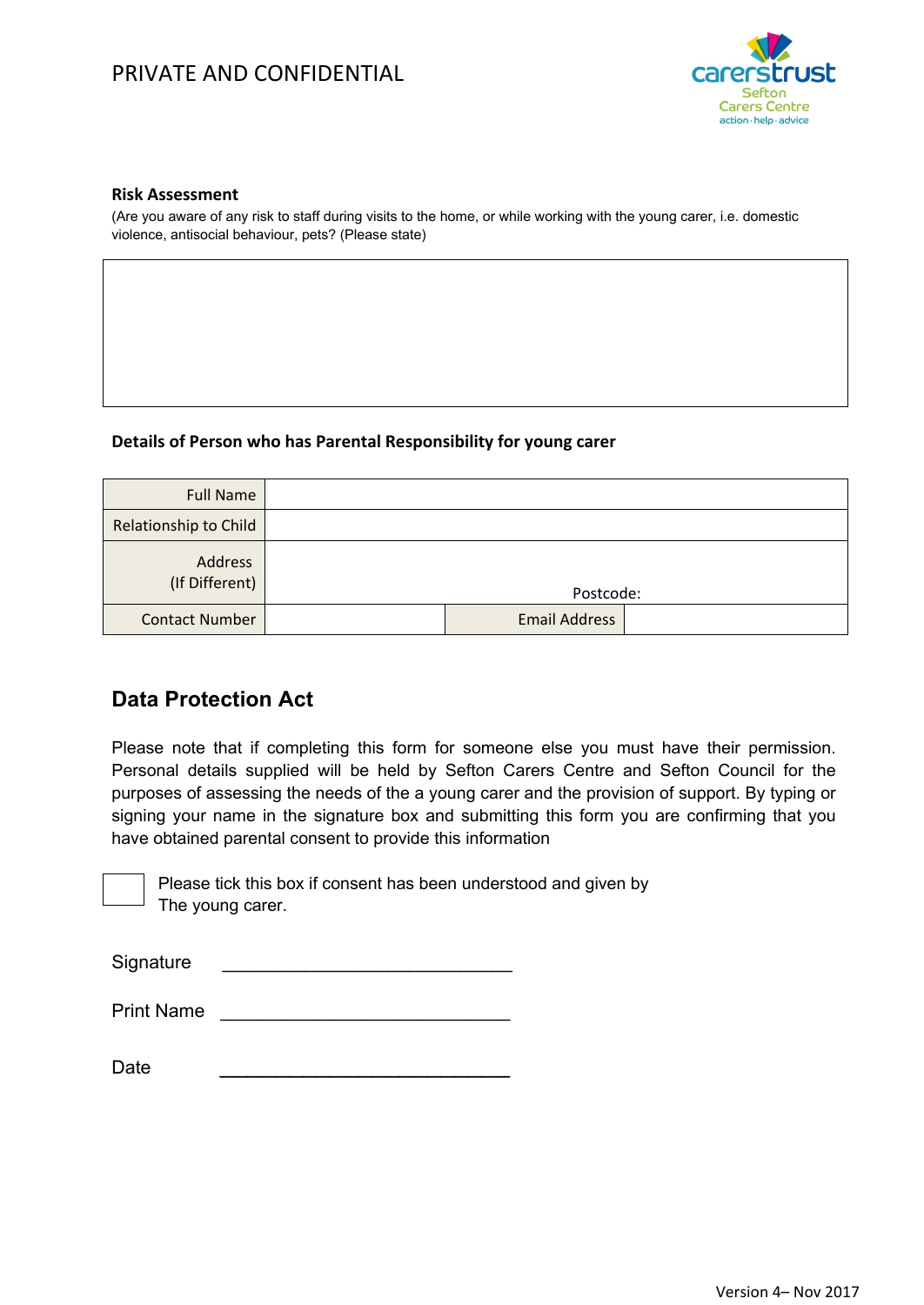PRIVATE AND CONFIDENTIAL

carerstrust
Sefton
Carers Centre
action · help · advice

**Risk Assessment**

(Are you aware of any risk to staff during visits to the home, or while working with the young carer, i.e. domestic violence, antisocial behaviour, pets? (Please state)

| |
|---|
| |

**Details of Person who has Parental Responsibility for young carer**

| | | | |
|---|---|---|---|
| Full Name | | | |
| Relationship to Child | | | |
| Address (If Different) | Postcode: | | |
| Contact Number | | Email Address | |

## Data Protection Act

Please note that if completing this form for someone else you must have their permission. Personal details supplied will be held by Sefton Carers Centre and Sefton Council for the purposes of assessing the needs of the a young carer and the provision of support. By typing or signing your name in the signature box and submitting this form you are confirming that you have obtained parental consent to provide this information

☐ Please tick this box if consent has been understood and given by The young carer.

Signature \_\_\_\_\_\_\_\_\_\_\_\_\_\_\_\_\_\_\_\_\_\_\_\_\_\_\_\_

Print Name \_\_\_\_\_\_\_\_\_\_\_\_\_\_\_\_\_\_\_\_\_\_\_\_\_\_\_\_

Date \_\_\_\_\_\_\_\_\_\_\_\_\_\_\_\_\_\_\_\_\_\_\_\_\_\_\_\_

Version 4– Nov 2017